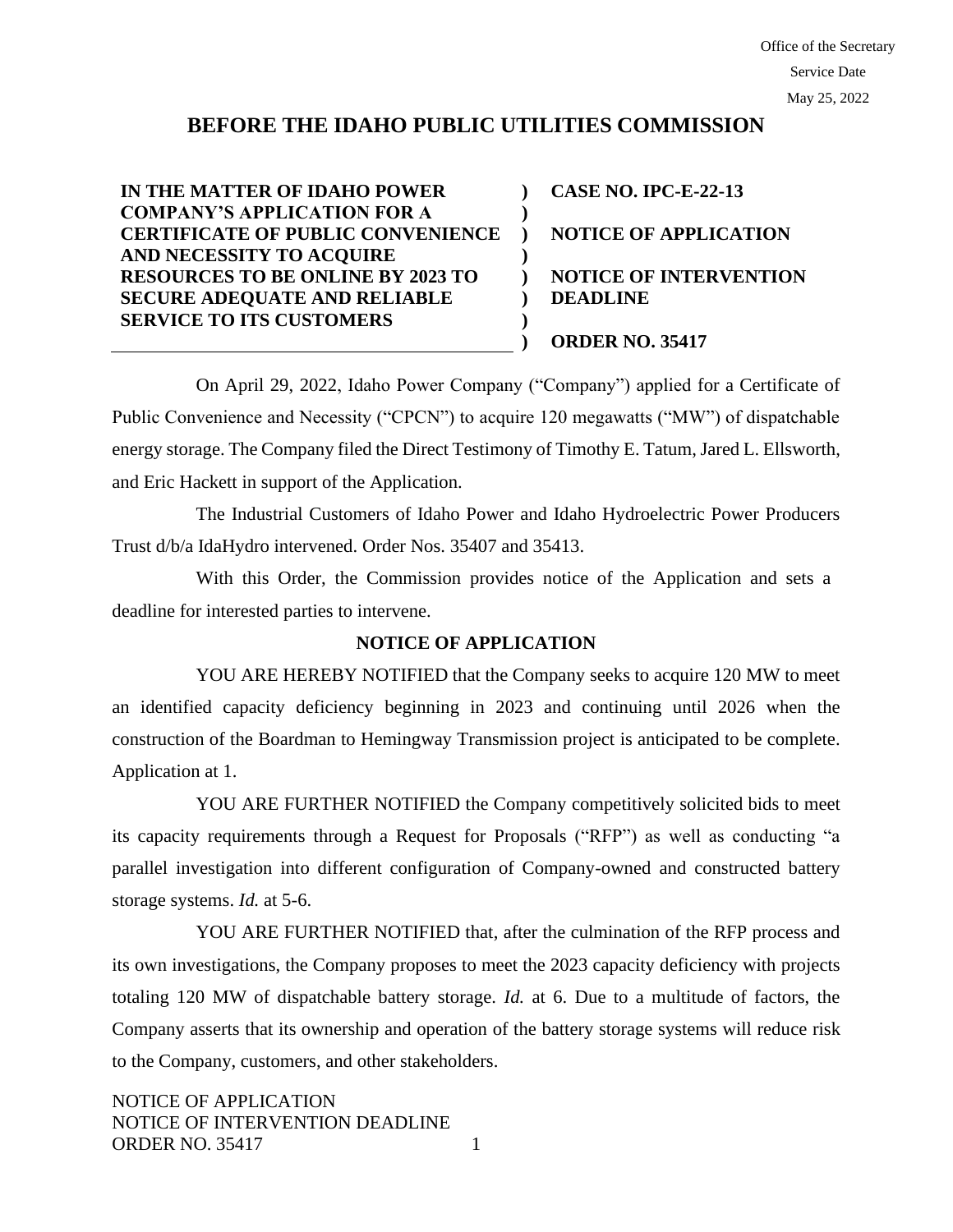Office of the Secretary
Service Date
May 25, 2022

# BEFORE THE IDAHO PUBLIC UTILITIES COMMISSION

| | | |
|---|---|---|
| **IN THE MATTER OF IDAHO POWER COMPANY'S APPLICATION FOR A CERTIFICATE OF PUBLIC CONVENIENCE AND NECESSITY TO ACQUIRE RESOURCES TO BE ONLINE BY 2023 TO SECURE ADEQUATE AND RELIABLE SERVICE TO ITS CUSTOMERS** | **)** | **CASE NO. IPC-E-22-13**<br><br>**NOTICE OF APPLICATION**<br><br>**NOTICE OF INTERVENTION DEADLINE**<br><br>**ORDER NO. 35417** |

On April 29, 2022, Idaho Power Company ("Company") applied for a Certificate of Public Convenience and Necessity ("CPCN") to acquire 120 megawatts ("MW") of dispatchable energy storage. The Company filed the Direct Testimony of Timothy E. Tatum, Jared L. Ellsworth, and Eric Hackett in support of the Application.

The Industrial Customers of Idaho Power and Idaho Hydroelectric Power Producers Trust d/b/a IdaHydro intervened. Order Nos. 35407 and 35413.

With this Order, the Commission provides notice of the Application and sets a deadline for interested parties to intervene.

## NOTICE OF APPLICATION

YOU ARE HEREBY NOTIFIED that the Company seeks to acquire 120 MW to meet an identified capacity deficiency beginning in 2023 and continuing until 2026 when the construction of the Boardman to Hemingway Transmission project is anticipated to be complete. Application at 1.

YOU ARE FURTHER NOTIFIED the Company competitively solicited bids to meet its capacity requirements through a Request for Proposals ("RFP") as well as conducting "a parallel investigation into different configuration of Company-owned and constructed battery storage systems. *Id.* at 5-6.

YOU ARE FURTHER NOTIFIED that, after the culmination of the RFP process and its own investigations, the Company proposes to meet the 2023 capacity deficiency with projects totaling 120 MW of dispatchable battery storage. *Id.* at 6. Due to a multitude of factors, the Company asserts that its ownership and operation of the battery storage systems will reduce risk to the Company, customers, and other stakeholders.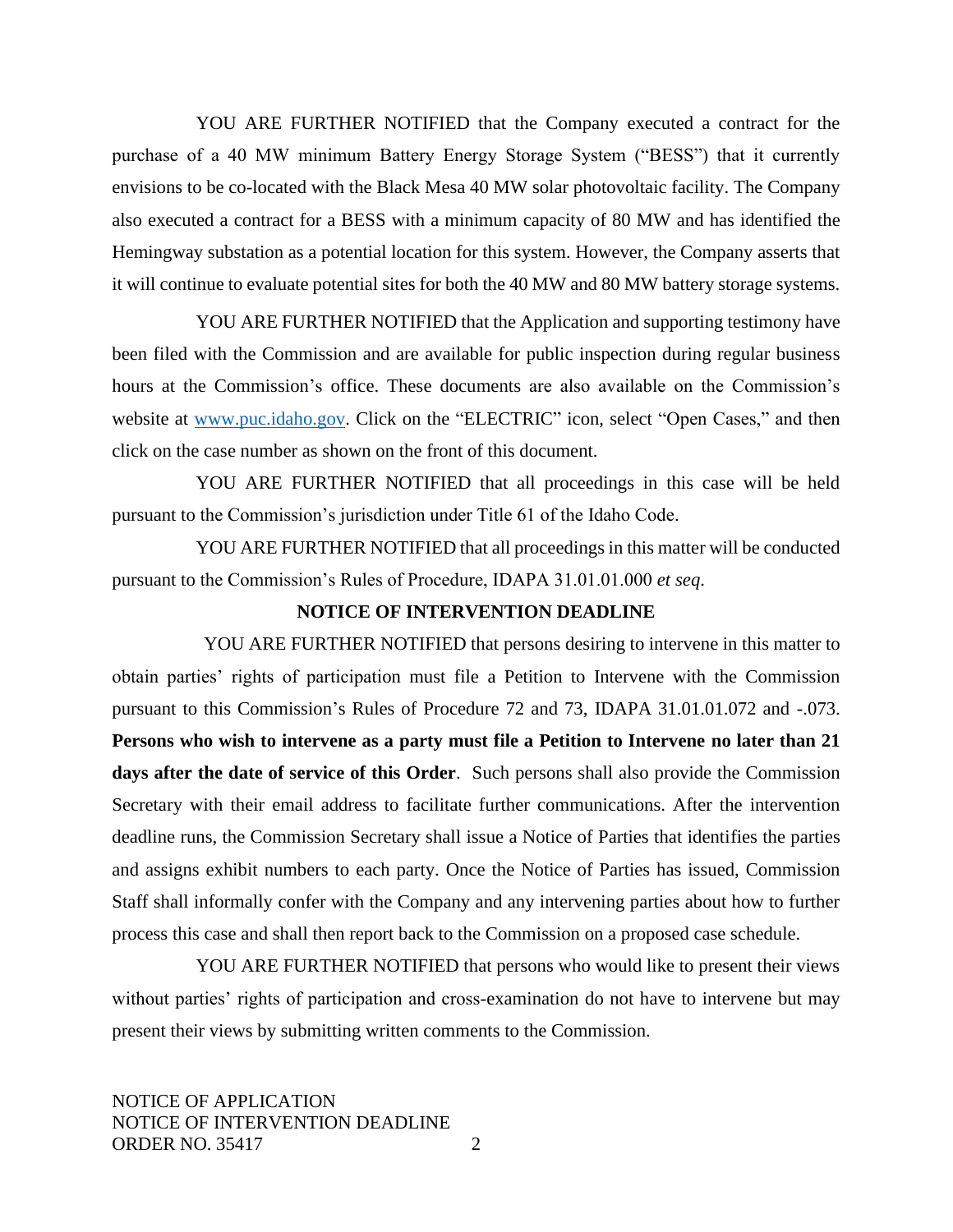YOU ARE FURTHER NOTIFIED that the Company executed a contract for the purchase of a 40 MW minimum Battery Energy Storage System ("BESS") that it currently envisions to be co-located with the Black Mesa 40 MW solar photovoltaic facility. The Company also executed a contract for a BESS with a minimum capacity of 80 MW and has identified the Hemingway substation as a potential location for this system. However, the Company asserts that it will continue to evaluate potential sites for both the 40 MW and 80 MW battery storage systems.

YOU ARE FURTHER NOTIFIED that the Application and supporting testimony have been filed with the Commission and are available for public inspection during regular business hours at the Commission's office. These documents are also available on the Commission's website at www.puc.idaho.gov. Click on the "ELECTRIC" icon, select "Open Cases," and then click on the case number as shown on the front of this document.

YOU ARE FURTHER NOTIFIED that all proceedings in this case will be held pursuant to the Commission's jurisdiction under Title 61 of the Idaho Code.

YOU ARE FURTHER NOTIFIED that all proceedings in this matter will be conducted pursuant to the Commission's Rules of Procedure, IDAPA 31.01.01.000 *et seq.*

**NOTICE OF INTERVENTION DEADLINE**

YOU ARE FURTHER NOTIFIED that persons desiring to intervene in this matter to obtain parties' rights of participation must file a Petition to Intervene with the Commission pursuant to this Commission's Rules of Procedure 72 and 73, IDAPA 31.01.01.072 and -.073. **Persons who wish to intervene as a party must file a Petition to Intervene no later than 21 days after the date of service of this Order**. Such persons shall also provide the Commission Secretary with their email address to facilitate further communications. After the intervention deadline runs, the Commission Secretary shall issue a Notice of Parties that identifies the parties and assigns exhibit numbers to each party. Once the Notice of Parties has issued, Commission Staff shall informally confer with the Company and any intervening parties about how to further process this case and shall then report back to the Commission on a proposed case schedule.

YOU ARE FURTHER NOTIFIED that persons who would like to present their views without parties' rights of participation and cross-examination do not have to intervene but may present their views by submitting written comments to the Commission.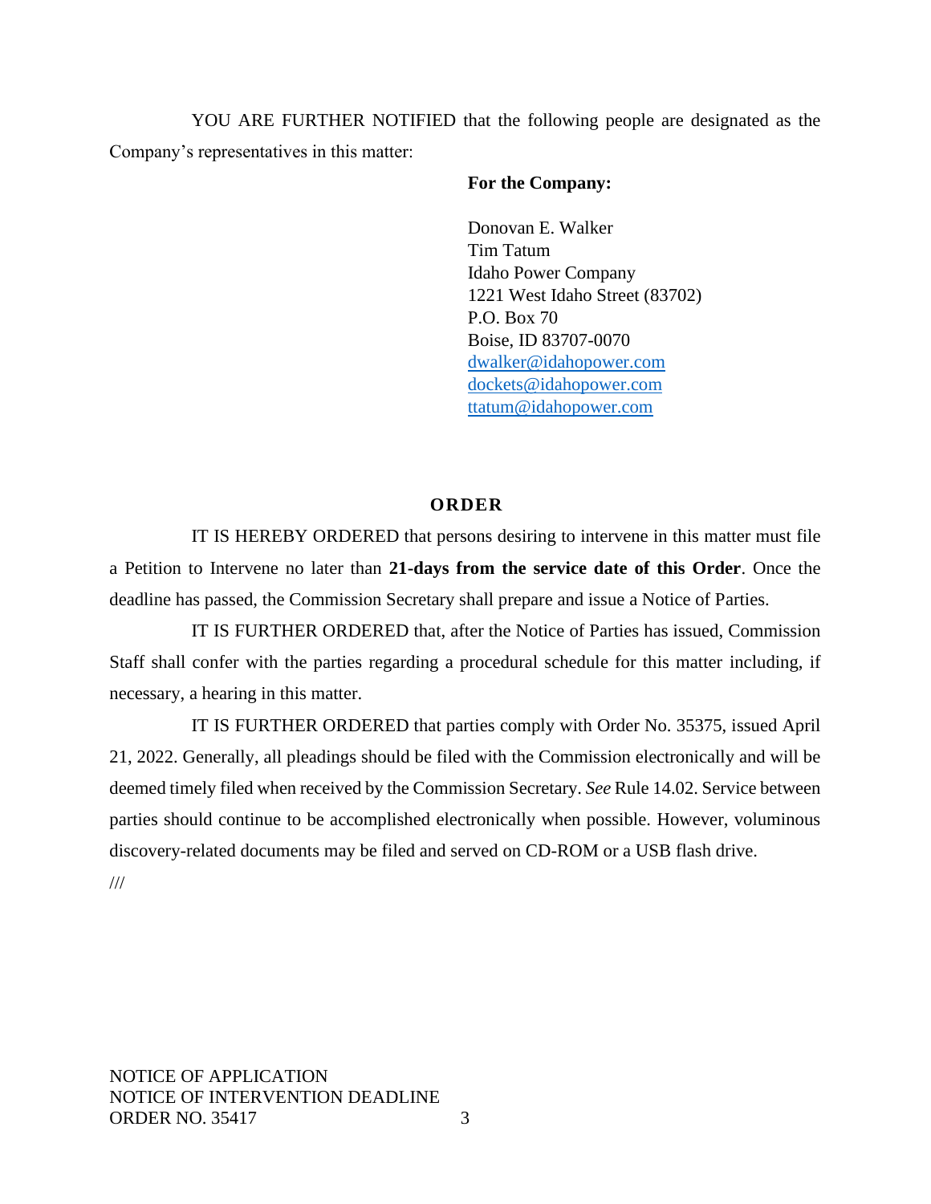YOU ARE FURTHER NOTIFIED that the following people are designated as the Company's representatives in this matter:

**For the Company:**

Donovan E. Walker
Tim Tatum
Idaho Power Company
1221 West Idaho Street (83702)
P.O. Box 70
Boise, ID 83707-0070
dwalker@idahopower.com
dockets@idahopower.com
ttatum@idahopower.com

## ORDER

IT IS HEREBY ORDERED that persons desiring to intervene in this matter must file a Petition to Intervene no later than **21-days from the service date of this Order**. Once the deadline has passed, the Commission Secretary shall prepare and issue a Notice of Parties.

IT IS FURTHER ORDERED that, after the Notice of Parties has issued, Commission Staff shall confer with the parties regarding a procedural schedule for this matter including, if necessary, a hearing in this matter.

IT IS FURTHER ORDERED that parties comply with Order No. 35375, issued April 21, 2022. Generally, all pleadings should be filed with the Commission electronically and will be deemed timely filed when received by the Commission Secretary. *See* Rule 14.02. Service between parties should continue to be accomplished electronically when possible. However, voluminous discovery-related documents may be filed and served on CD-ROM or a USB flash drive.

///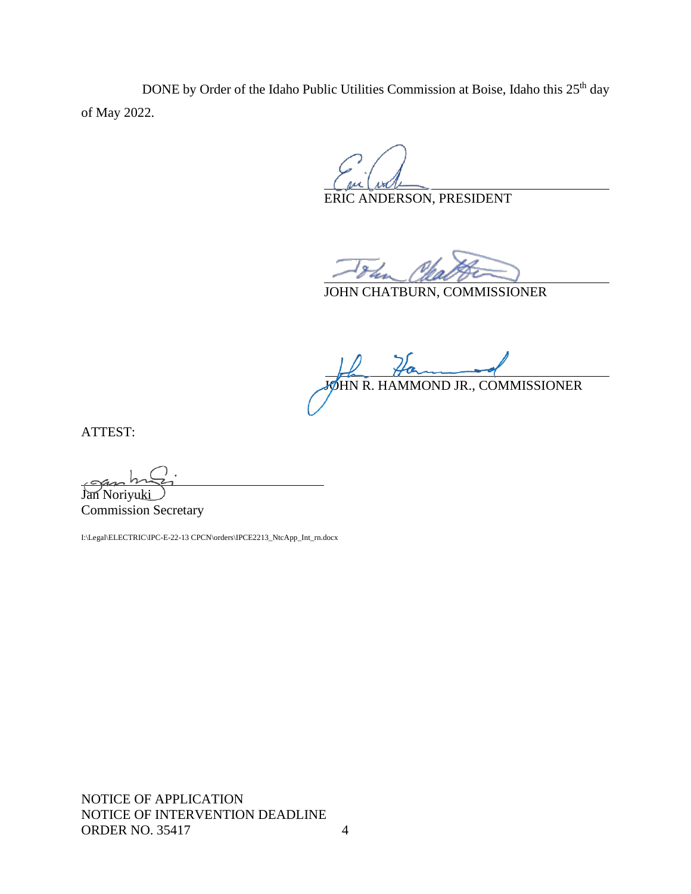DONE by Order of the Idaho Public Utilities Commission at Boise, Idaho this 25th day of May 2022.

ERIC ANDERSON, PRESIDENT

JOHN CHATBURN, COMMISSIONER

JOHN R. HAMMOND JR., COMMISSIONER

ATTEST:

Jan Noriyuki
Commission Secretary

I:\Legal\ELECTRIC\IPC-E-22-13 CPCN\orders\IPCE2213_NtcApp_Int_rn.docx

NOTICE OF APPLICATION
NOTICE OF INTERVENTION DEADLINE
ORDER NO. 35417